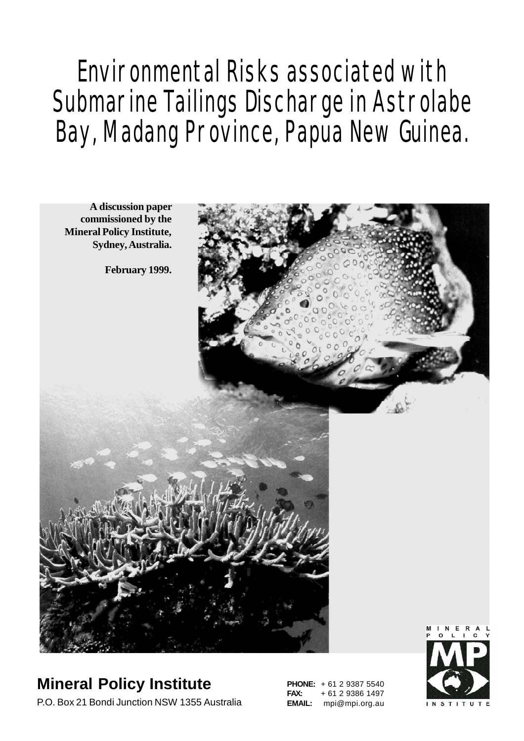# Environmental Risks associated with Submarine Tailings Discharge in Astrolabe Bay, Madang Province, Papua New Guinea.

**A discussion paper commissioned by the Mineral Policy Institute, Sydney, Australia.**

**February 1999.**

## Mineral Policy Institute

P.O. Box 21 Bondi Junction NSW 1355 Australia

**PHONE:** + 61 2 9387 5540
**FAX:** + 61 2 9386 1497
**EMAIL:** mpi@mpi.org.au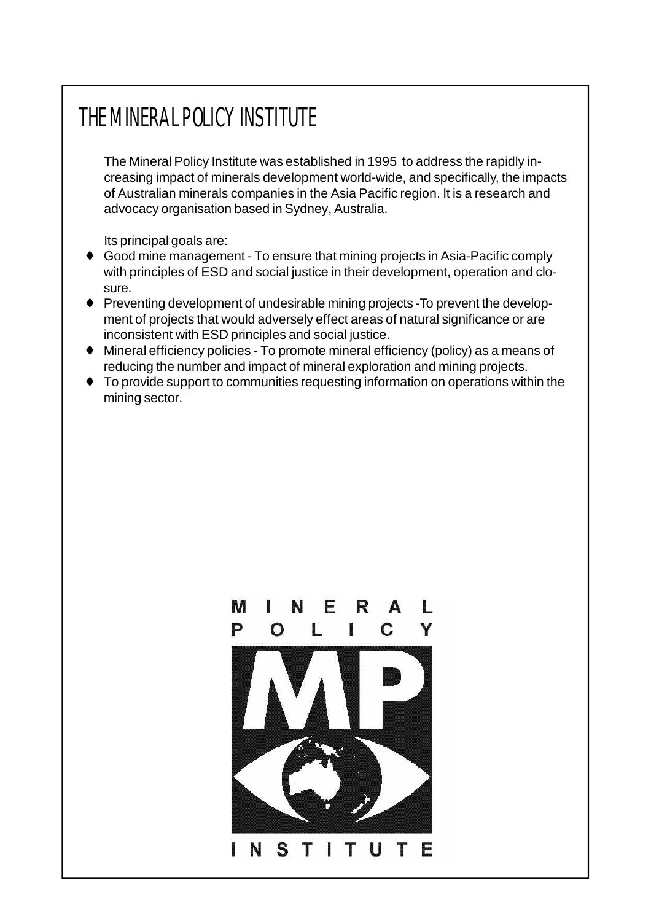# THE MINERAL POLICY INSTITUTE

The Mineral Policy Institute was established in 1995 to address the rapidly increasing impact of minerals development world-wide, and specifically, the impacts of Australian minerals companies in the Asia Pacific region. It is a research and advocacy organisation based in Sydney, Australia.

Its principal goals are:

- Good mine management - To ensure that mining projects in Asia-Pacific comply with principles of ESD and social justice in their development, operation and closure.
- Preventing development of undesirable mining projects -To prevent the development of projects that would adversely effect areas of natural significance or are inconsistent with ESD principles and social justice.
- Mineral efficiency policies - To promote mineral efficiency (policy) as a means of reducing the number and impact of mineral exploration and mining projects.
- To provide support to communities requesting information on operations within the mining sector.

MINERAL POLICY INSTITUTE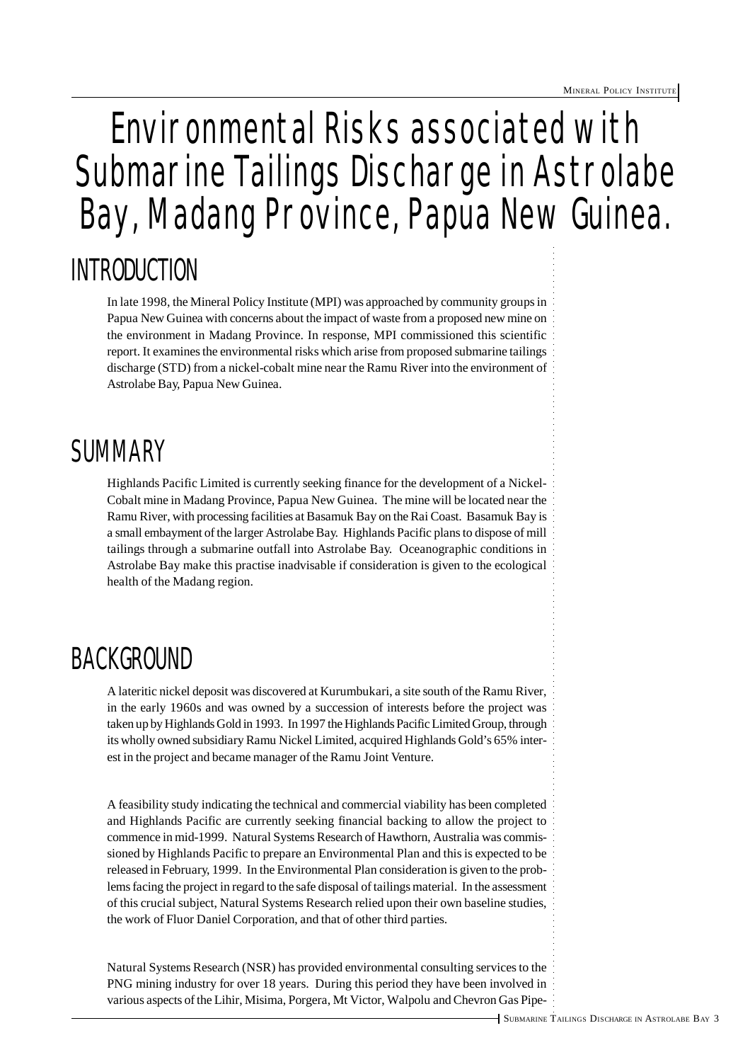# Environmental Risks associated with Submarine Tailings Discharge in Astrolabe Bay, Madang Province, Papua New Guinea.

## INTRODUCTION

In late 1998, the Mineral Policy Institute (MPI) was approached by community groups in Papua New Guinea with concerns about the impact of waste from a proposed new mine on the environment in Madang Province. In response, MPI commissioned this scientific report. It examines the environmental risks which arise from proposed submarine tailings discharge (STD) from a nickel-cobalt mine near the Ramu River into the environment of Astrolabe Bay, Papua New Guinea.

## SUMMARY

Highlands Pacific Limited is currently seeking finance for the development of a Nickel-Cobalt mine in Madang Province, Papua New Guinea. The mine will be located near the Ramu River, with processing facilities at Basamuk Bay on the Rai Coast. Basamuk Bay is a small embayment of the larger Astrolabe Bay. Highlands Pacific plans to dispose of mill tailings through a submarine outfall into Astrolabe Bay. Oceanographic conditions in Astrolabe Bay make this practise inadvisable if consideration is given to the ecological health of the Madang region.

## BACKGROUND

A lateritic nickel deposit was discovered at Kurumbukari, a site south of the Ramu River, in the early 1960s and was owned by a succession of interests before the project was taken up by Highlands Gold in 1993. In 1997 the Highlands Pacific Limited Group, through its wholly owned subsidiary Ramu Nickel Limited, acquired Highlands Gold's 65% interest in the project and became manager of the Ramu Joint Venture.

A feasibility study indicating the technical and commercial viability has been completed and Highlands Pacific are currently seeking financial backing to allow the project to commence in mid-1999. Natural Systems Research of Hawthorn, Australia was commissioned by Highlands Pacific to prepare an Environmental Plan and this is expected to be released in February, 1999. In the Environmental Plan consideration is given to the problems facing the project in regard to the safe disposal of tailings material. In the assessment of this crucial subject, Natural Systems Research relied upon their own baseline studies, the work of Fluor Daniel Corporation, and that of other third parties.

Natural Systems Research (NSR) has provided environmental consulting services to the PNG mining industry for over 18 years. During this period they have been involved in various aspects of the Lihir, Misima, Porgera, Mt Victor, Walpolu and Chevron Gas Pipe-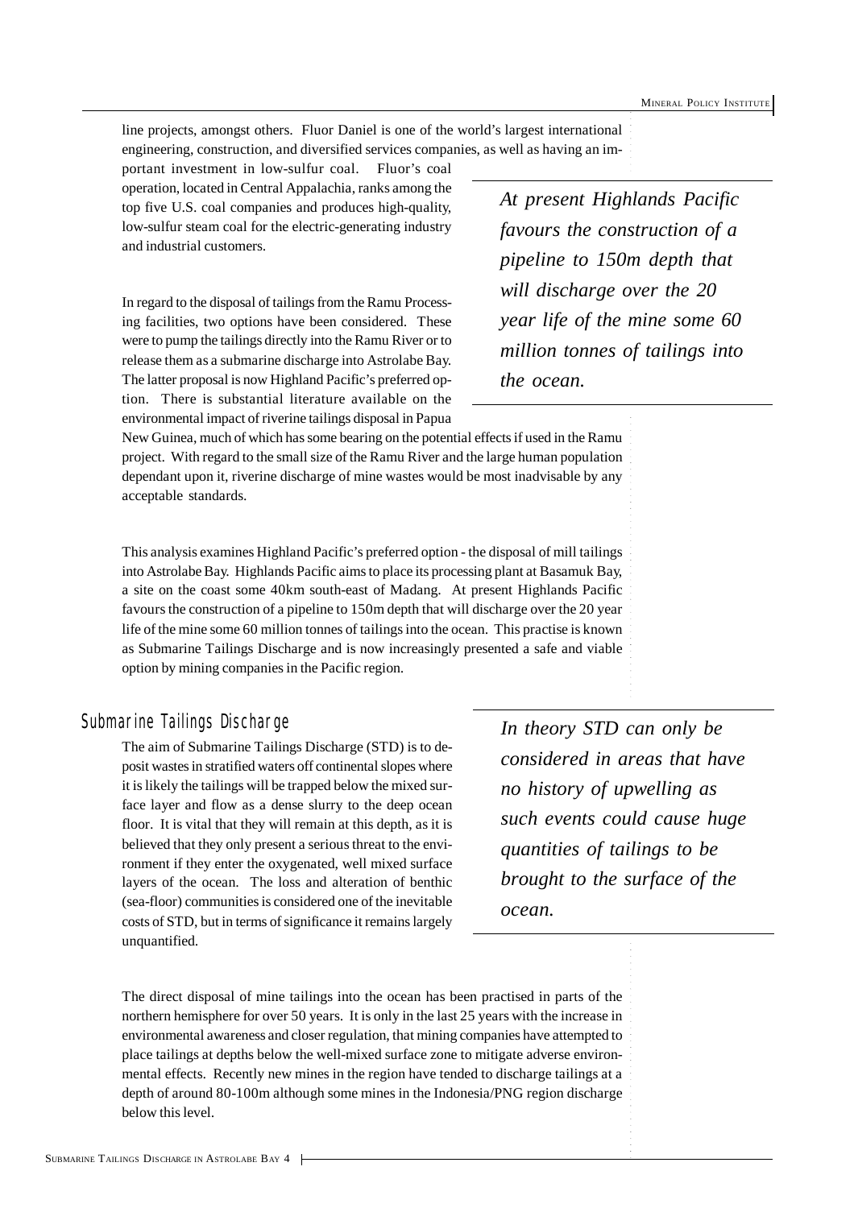line projects, amongst others. Fluor Daniel is one of the world's largest international engineering, construction, and diversified services companies, as well as having an important investment in low-sulfur coal. Fluor's coal operation, located in Central Appalachia, ranks among the top five U.S. coal companies and produces high-quality, low-sulfur steam coal for the electric-generating industry and industrial customers.

*At present Highlands Pacific favours the construction of a pipeline to 150m depth that will discharge over the 20 year life of the mine some 60 million tonnes of tailings into the ocean.*

In regard to the disposal of tailings from the Ramu Processing facilities, two options have been considered. These were to pump the tailings directly into the Ramu River or to release them as a submarine discharge into Astrolabe Bay. The latter proposal is now Highland Pacific's preferred option. There is substantial literature available on the environmental impact of riverine tailings disposal in Papua New Guinea, much of which has some bearing on the potential effects if used in the Ramu project. With regard to the small size of the Ramu River and the large human population dependant upon it, riverine discharge of mine wastes would be most inadvisable by any acceptable standards.

This analysis examines Highland Pacific's preferred option - the disposal of mill tailings into Astrolabe Bay. Highlands Pacific aims to place its processing plant at Basamuk Bay, a site on the coast some 40km south-east of Madang. At present Highlands Pacific favours the construction of a pipeline to 150m depth that will discharge over the 20 year life of the mine some 60 million tonnes of tailings into the ocean. This practise is known as Submarine Tailings Discharge and is now increasingly presented a safe and viable option by mining companies in the Pacific region.

## Submarine Tailings Discharge

The aim of Submarine Tailings Discharge (STD) is to deposit wastes in stratified waters off continental slopes where it is likely the tailings will be trapped below the mixed surface layer and flow as a dense slurry to the deep ocean floor. It is vital that they will remain at this depth, as it is believed that they only present a serious threat to the environment if they enter the oxygenated, well mixed surface layers of the ocean. The loss and alteration of benthic (sea-floor) communities is considered one of the inevitable costs of STD, but in terms of significance it remains largely unquantified.

*In theory STD can only be considered in areas that have no history of upwelling as such events could cause huge quantities of tailings to be brought to the surface of the ocean.*

The direct disposal of mine tailings into the ocean has been practised in parts of the northern hemisphere for over 50 years. It is only in the last 25 years with the increase in environmental awareness and closer regulation, that mining companies have attempted to place tailings at depths below the well-mixed surface zone to mitigate adverse environmental effects. Recently new mines in the region have tended to discharge tailings at a depth of around 80-100m although some mines in the Indonesia/PNG region discharge below this level.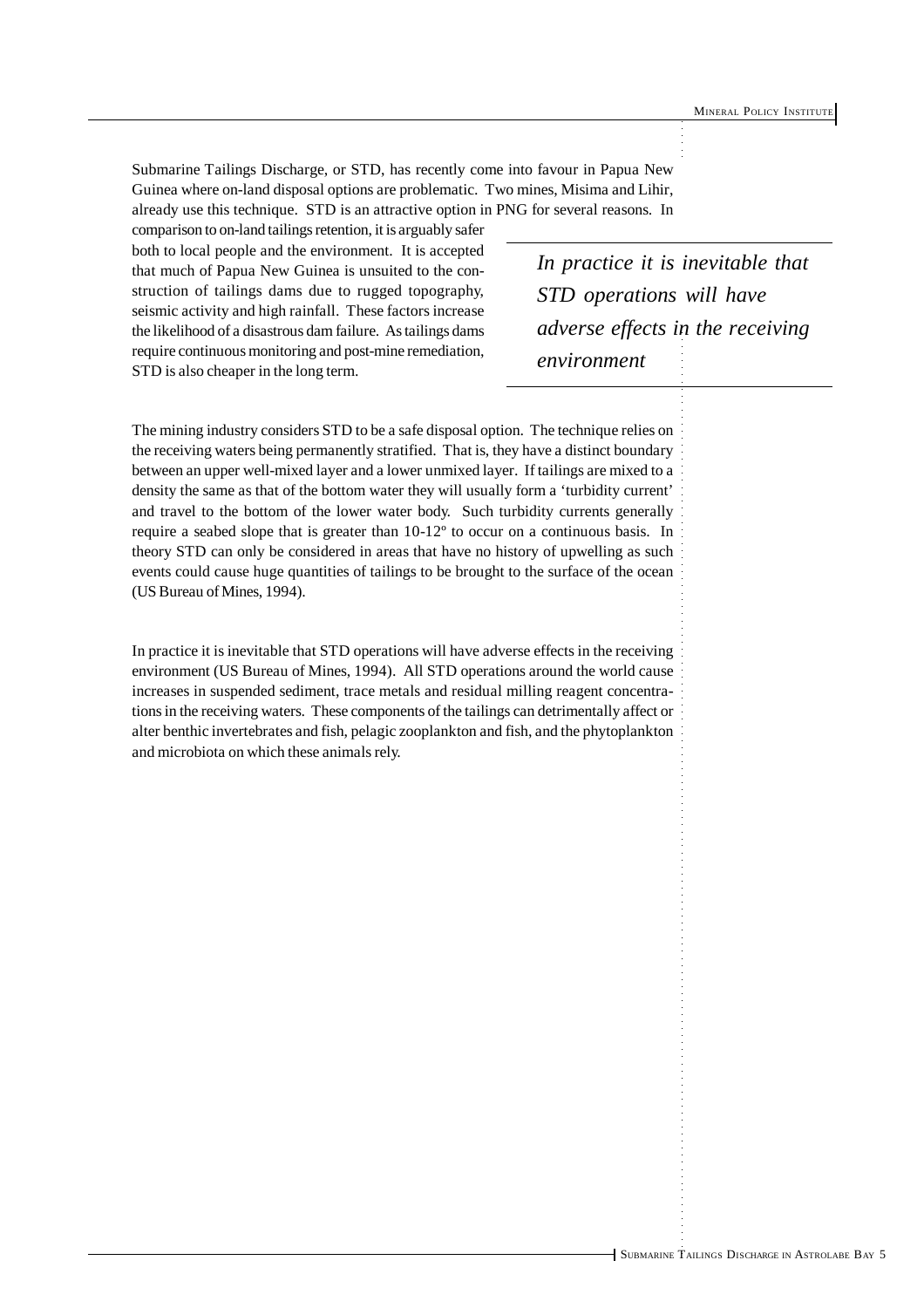Submarine Tailings Discharge, or STD, has recently come into favour in Papua New Guinea where on-land disposal options are problematic. Two mines, Misima and Lihir, already use this technique. STD is an attractive option in PNG for several reasons. In comparison to on-land tailings retention, it is arguably safer both to local people and the environment. It is accepted that much of Papua New Guinea is unsuited to the construction of tailings dams due to rugged topography, seismic activity and high rainfall. These factors increase the likelihood of a disastrous dam failure. As tailings dams require continuous monitoring and post-mine remediation, STD is also cheaper in the long term.

> *In practice it is inevitable that STD operations will have adverse effects in the receiving environment*

The mining industry considers STD to be a safe disposal option. The technique relies on the receiving waters being permanently stratified. That is, they have a distinct boundary between an upper well-mixed layer and a lower unmixed layer. If tailings are mixed to a density the same as that of the bottom water they will usually form a 'turbidity current' and travel to the bottom of the lower water body. Such turbidity currents generally require a seabed slope that is greater than 10-12º to occur on a continuous basis. In theory STD can only be considered in areas that have no history of upwelling as such events could cause huge quantities of tailings to be brought to the surface of the ocean (US Bureau of Mines, 1994).

In practice it is inevitable that STD operations will have adverse effects in the receiving environment (US Bureau of Mines, 1994). All STD operations around the world cause increases in suspended sediment, trace metals and residual milling reagent concentrations in the receiving waters. These components of the tailings can detrimentally affect or alter benthic invertebrates and fish, pelagic zooplankton and fish, and the phytoplankton and microbiota on which these animals rely.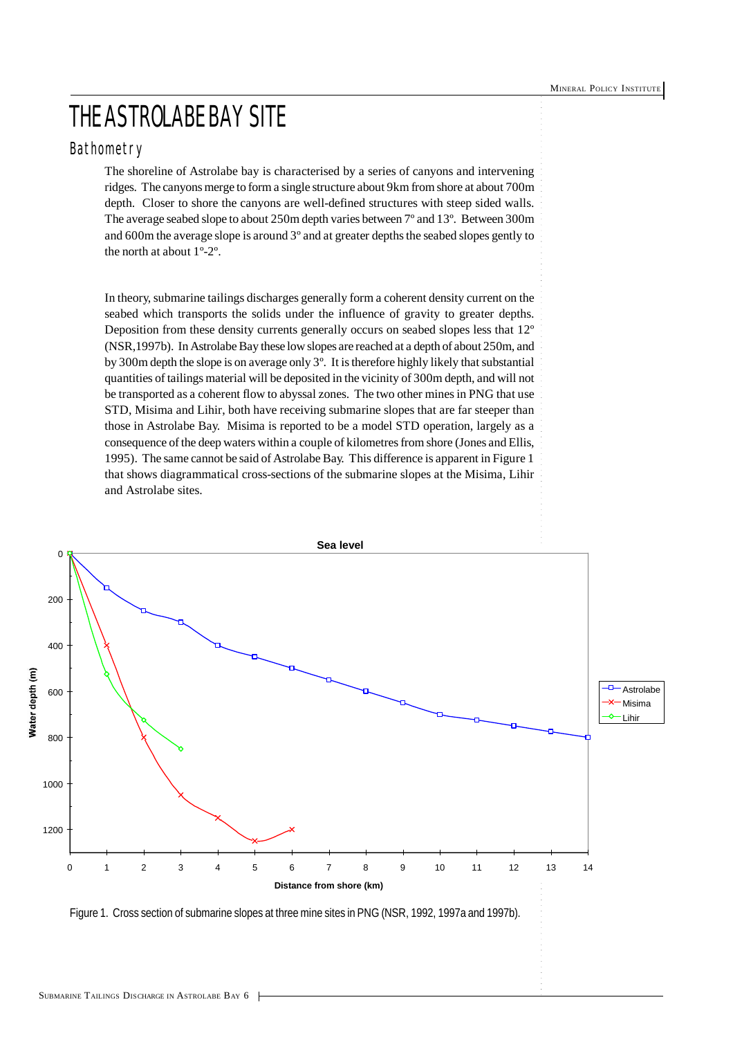# THE ASTROLABE BAY SITE

## Bathometry

The shoreline of Astrolabe bay is characterised by a series of canyons and intervening ridges. The canyons merge to form a single structure about 9km from shore at about 700m depth. Closer to shore the canyons are well-defined structures with steep sided walls. The average seabed slope to about 250m depth varies between 7º and 13º. Between 300m and 600m the average slope is around 3º and at greater depths the seabed slopes gently to the north at about 1º-2º.

In theory, submarine tailings discharges generally form a coherent density current on the seabed which transports the solids under the influence of gravity to greater depths. Deposition from these density currents generally occurs on seabed slopes less that 12º (NSR,1997b). In Astrolabe Bay these low slopes are reached at a depth of about 250m, and by 300m depth the slope is on average only 3º. It is therefore highly likely that substantial quantities of tailings material will be deposited in the vicinity of 300m depth, and will not be transported as a coherent flow to abyssal zones. The two other mines in PNG that use STD, Misima and Lihir, both have receiving submarine slopes that are far steeper than those in Astrolabe Bay. Misima is reported to be a model STD operation, largely as a consequence of the deep waters within a couple of kilometres from shore (Jones and Ellis, 1995). The same cannot be said of Astrolabe Bay. This difference is apparent in Figure 1 that shows diagrammatical cross-sections of the submarine slopes at the Misima, Lihir and Astrolabe sites.

Figure 1. Cross section of submarine slopes at three mine sites in PNG (NSR, 1992, 1997a and 1997b).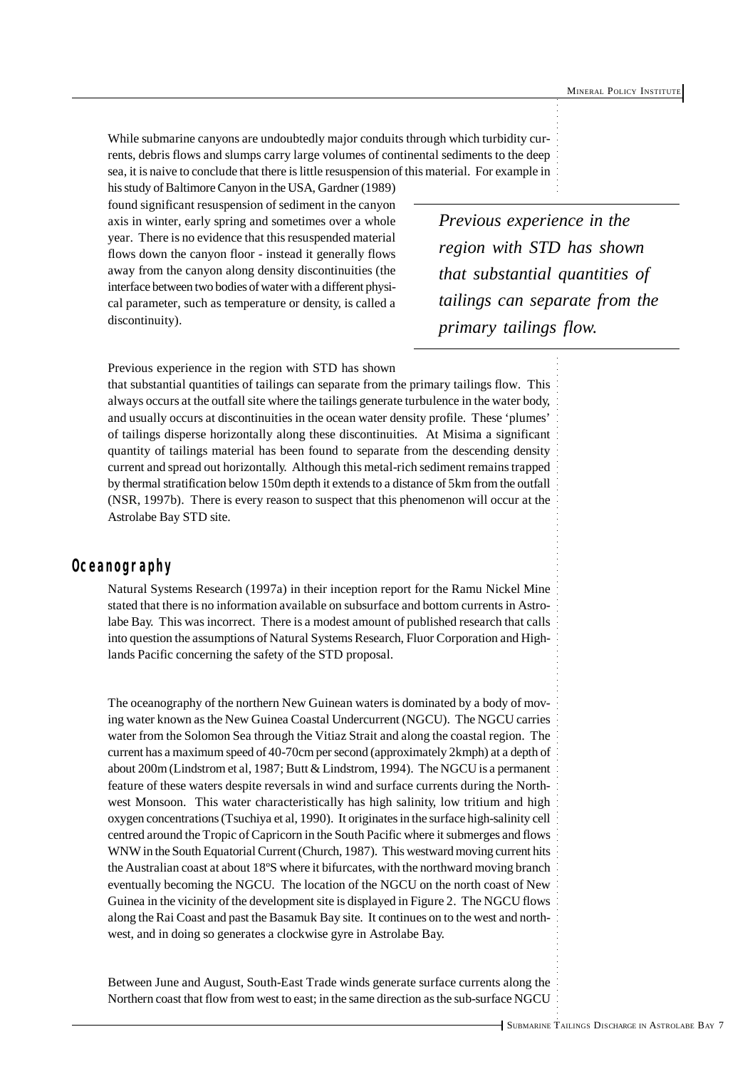While submarine canyons are undoubtedly major conduits through which turbidity currents, debris flows and slumps carry large volumes of continental sediments to the deep sea, it is naive to conclude that there is little resuspension of this material. For example in his study of Baltimore Canyon in the USA, Gardner (1989) found significant resuspension of sediment in the canyon axis in winter, early spring and sometimes over a whole year. There is no evidence that this resuspended material flows down the canyon floor - instead it generally flows away from the canyon along density discontinuities (the interface between two bodies of water with a different physical parameter, such as temperature or density, is called a discontinuity).

*Previous experience in the region with STD has shown that substantial quantities of tailings can separate from the primary tailings flow.*

Previous experience in the region with STD has shown that substantial quantities of tailings can separate from the primary tailings flow. This always occurs at the outfall site where the tailings generate turbulence in the water body, and usually occurs at discontinuities in the ocean water density profile. These 'plumes' of tailings disperse horizontally along these discontinuities. At Misima a significant quantity of tailings material has been found to separate from the descending density current and spread out horizontally. Although this metal-rich sediment remains trapped by thermal stratification below 150m depth it extends to a distance of 5km from the outfall (NSR, 1997b). There is every reason to suspect that this phenomenon will occur at the Astrolabe Bay STD site.

## Oceanography

Natural Systems Research (1997a) in their inception report for the Ramu Nickel Mine stated that there is no information available on subsurface and bottom currents in Astrolabe Bay. This was incorrect. There is a modest amount of published research that calls into question the assumptions of Natural Systems Research, Fluor Corporation and Highlands Pacific concerning the safety of the STD proposal.

The oceanography of the northern New Guinean waters is dominated by a body of moving water known as the New Guinea Coastal Undercurrent (NGCU). The NGCU carries water from the Solomon Sea through the Vitiaz Strait and along the coastal region. The current has a maximum speed of 40-70cm per second (approximately 2kmph) at a depth of about 200m (Lindstrom et al, 1987; Butt & Lindstrom, 1994). The NGCU is a permanent feature of these waters despite reversals in wind and surface currents during the Northwest Monsoon. This water characteristically has high salinity, low tritium and high oxygen concentrations (Tsuchiya et al, 1990). It originates in the surface high-salinity cell centred around the Tropic of Capricorn in the South Pacific where it submerges and flows WNW in the South Equatorial Current (Church, 1987). This westward moving current hits the Australian coast at about 18ºS where it bifurcates, with the northward moving branch eventually becoming the NGCU. The location of the NGCU on the north coast of New Guinea in the vicinity of the development site is displayed in Figure 2. The NGCU flows along the Rai Coast and past the Basamuk Bay site. It continues on to the west and northwest, and in doing so generates a clockwise gyre in Astrolabe Bay.

Between June and August, South-East Trade winds generate surface currents along the Northern coast that flow from west to east; in the same direction as the sub-surface NGCU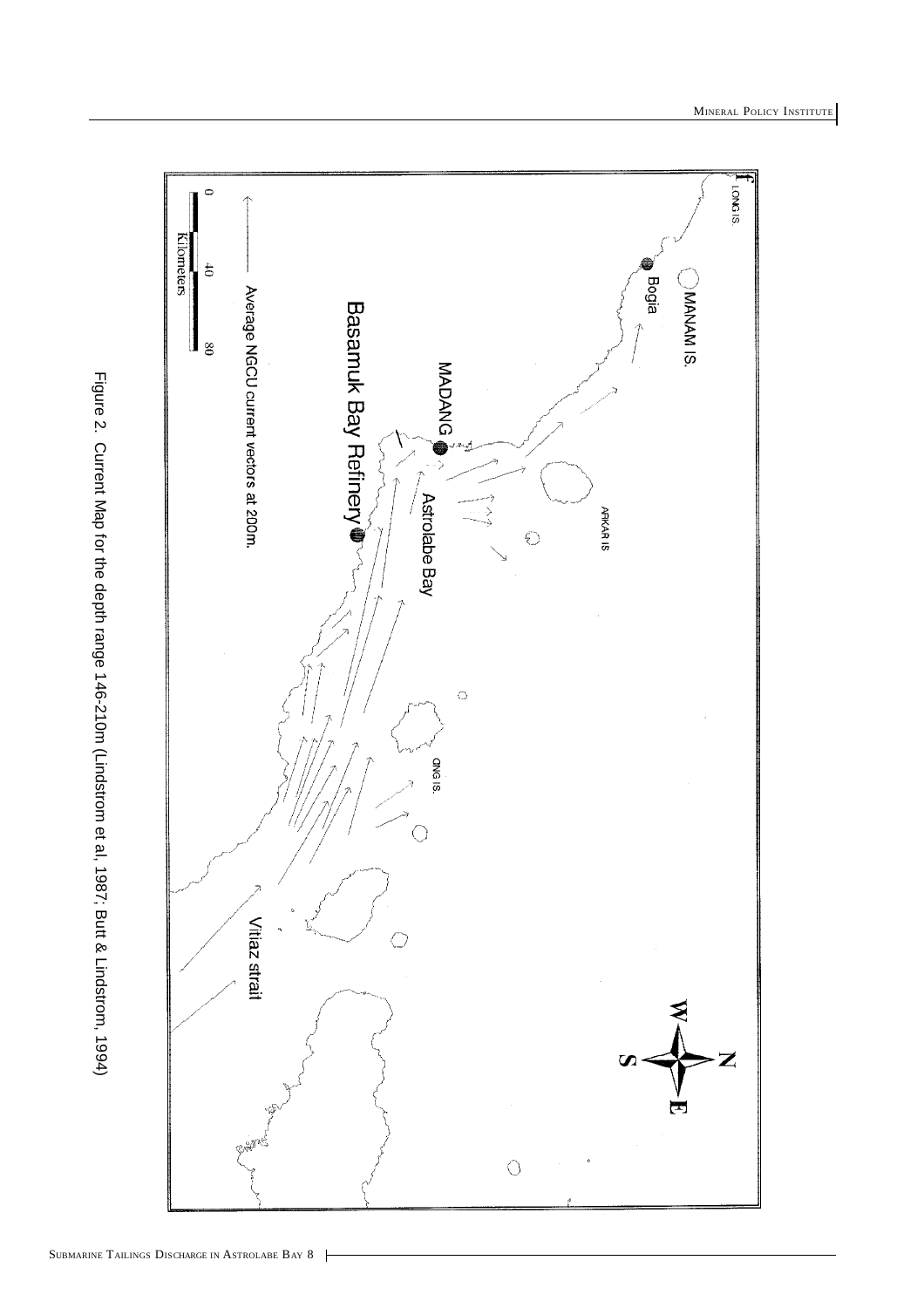Figure 2. Current Map for the depth range 146-210m (Lindstrom et al, 1987; Butt & Lindstrom, 1994)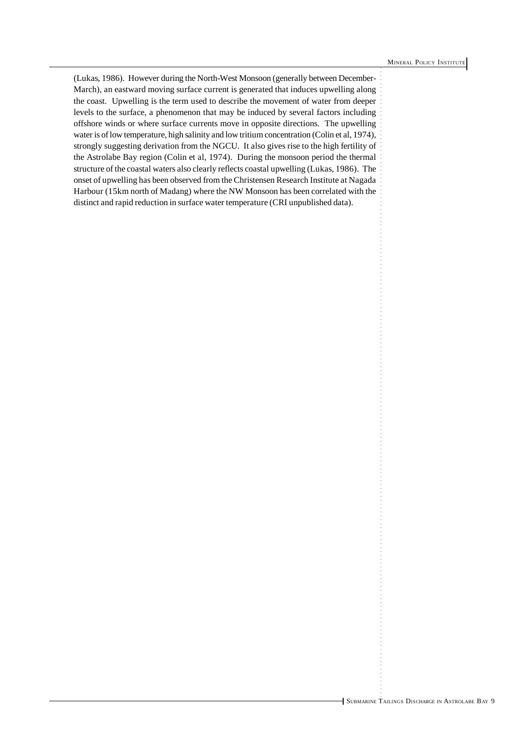(Lukas, 1986). However during the North-West Monsoon (generally between December-March), an eastward moving surface current is generated that induces upwelling along the coast. Upwelling is the term used to describe the movement of water from deeper levels to the surface, a phenomenon that may be induced by several factors including offshore winds or where surface currents move in opposite directions. The upwelling water is of low temperature, high salinity and low tritium concentration (Colin et al, 1974), strongly suggesting derivation from the NGCU. It also gives rise to the high fertility of the Astrolabe Bay region (Colin et al, 1974). During the monsoon period the thermal structure of the coastal waters also clearly reflects coastal upwelling (Lukas, 1986). The onset of upwelling has been observed from the Christensen Research Institute at Nagada Harbour (15km north of Madang) where the NW Monsoon has been correlated with the distinct and rapid reduction in surface water temperature (CRI unpublished data).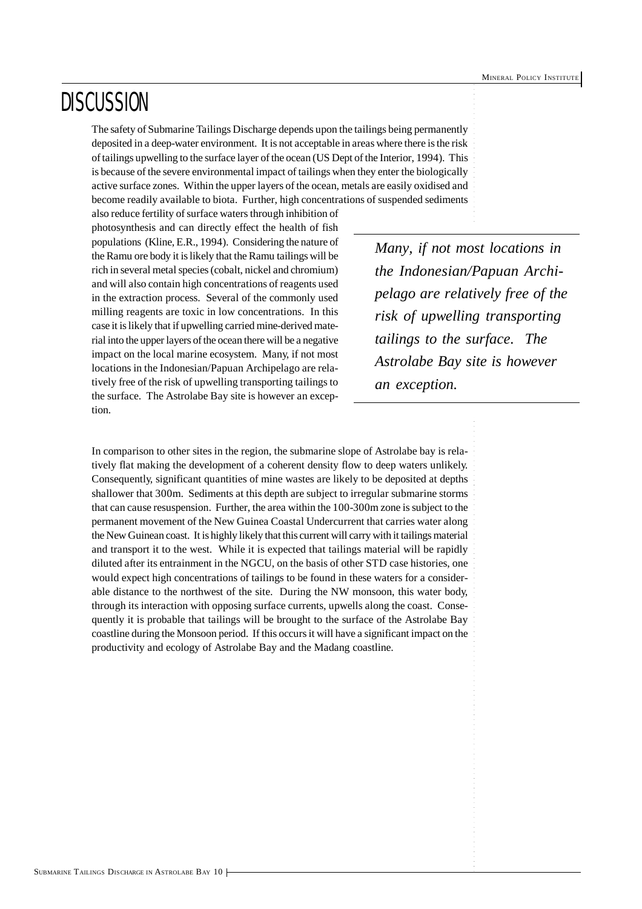# DISCUSSION

The safety of Submarine Tailings Discharge depends upon the tailings being permanently deposited in a deep-water environment. It is not acceptable in areas where there is the risk of tailings upwelling to the surface layer of the ocean (US Dept of the Interior, 1994). This is because of the severe environmental impact of tailings when they enter the biologically active surface zones. Within the upper layers of the ocean, metals are easily oxidised and become readily available to biota. Further, high concentrations of suspended sediments also reduce fertility of surface waters through inhibition of photosynthesis and can directly effect the health of fish populations (Kline, E.R., 1994). Considering the nature of the Ramu ore body it is likely that the Ramu tailings will be rich in several metal species (cobalt, nickel and chromium) and will also contain high concentrations of reagents used in the extraction process. Several of the commonly used milling reagents are toxic in low concentrations. In this case it is likely that if upwelling carried mine-derived material into the upper layers of the ocean there will be a negative impact on the local marine ecosystem. Many, if not most locations in the Indonesian/Papuan Archipelago are relatively free of the risk of upwelling transporting tailings to the surface. The Astrolabe Bay site is however an exception.

> *Many, if not most locations in the Indonesian/Papuan Archipelago are relatively free of the risk of upwelling transporting tailings to the surface. The Astrolabe Bay site is however an exception.*

In comparison to other sites in the region, the submarine slope of Astrolabe bay is relatively flat making the development of a coherent density flow to deep waters unlikely. Consequently, significant quantities of mine wastes are likely to be deposited at depths shallower that 300m. Sediments at this depth are subject to irregular submarine storms that can cause resuspension. Further, the area within the 100-300m zone is subject to the permanent movement of the New Guinea Coastal Undercurrent that carries water along the New Guinean coast. It is highly likely that this current will carry with it tailings material and transport it to the west. While it is expected that tailings material will be rapidly diluted after its entrainment in the NGCU, on the basis of other STD case histories, one would expect high concentrations of tailings to be found in these waters for a considerable distance to the northwest of the site. During the NW monsoon, this water body, through its interaction with opposing surface currents, upwells along the coast. Consequently it is probable that tailings will be brought to the surface of the Astrolabe Bay coastline during the Monsoon period. If this occurs it will have a significant impact on the productivity and ecology of Astrolabe Bay and the Madang coastline.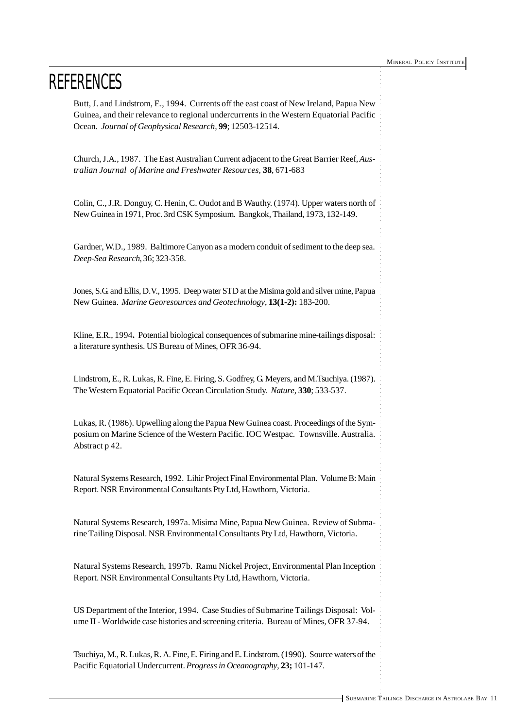# REFERENCES

Butt, J. and Lindstrom, E., 1994. Currents off the east coast of New Ireland, Papua New Guinea, and their relevance to regional undercurrents in the Western Equatorial Pacific Ocean. *Journal of Geophysical Research*, **99**; 12503-12514.

Church, J.A., 1987. The East Australian Current adjacent to the Great Barrier Reef, *Australian Journal of Marine and Freshwater Resources*, **38**, 671-683

Colin, C., J.R. Donguy, C. Henin, C. Oudot and B Wauthy. (1974). Upper waters north of New Guinea in 1971, Proc. 3rd CSK Symposium. Bangkok, Thailand, 1973, 132-149.

Gardner, W.D., 1989. Baltimore Canyon as a modern conduit of sediment to the deep sea. *Deep-Sea Research*, 36; 323-358.

Jones, S.G. and Ellis, D.V., 1995. Deep water STD at the Misima gold and silver mine, Papua New Guinea. *Marine Georesources and Geotechnology*, **13(1-2):** 183-200.

Kline, E.R., 1994**.** Potential biological consequences of submarine mine-tailings disposal: a literature synthesis. US Bureau of Mines, OFR 36-94.

Lindstrom, E., R. Lukas, R. Fine, E. Firing, S. Godfrey, G. Meyers, and M.Tsuchiya. (1987). The Western Equatorial Pacific Ocean Circulation Study. *Nature*, **330**; 533-537.

Lukas, R. (1986). Upwelling along the Papua New Guinea coast. Proceedings of the Symposium on Marine Science of the Western Pacific. IOC Westpac. Townsville. Australia. Abstract p 42.

Natural Systems Research, 1992. Lihir Project Final Environmental Plan. Volume B: Main Report. NSR Environmental Consultants Pty Ltd, Hawthorn, Victoria.

Natural Systems Research, 1997a. Misima Mine, Papua New Guinea. Review of Submarine Tailing Disposal. NSR Environmental Consultants Pty Ltd, Hawthorn, Victoria.

Natural Systems Research, 1997b. Ramu Nickel Project, Environmental Plan Inception Report. NSR Environmental Consultants Pty Ltd, Hawthorn, Victoria.

US Department of the Interior, 1994. Case Studies of Submarine Tailings Disposal: Volume II - Worldwide case histories and screening criteria. Bureau of Mines, OFR 37-94.

Tsuchiya, M., R. Lukas, R. A. Fine, E. Firing and E. Lindstrom. (1990). Source waters of the Pacific Equatorial Undercurrent. *Progress in Oceanography*, **23;** 101-147.